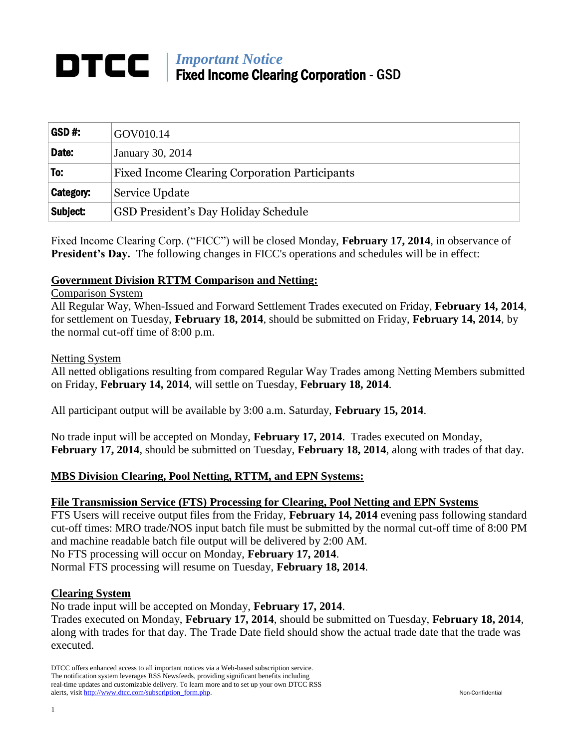# DTCC

*Important Notice*
**Fixed Income Clearing Corporation** - GSD

| **GSD #:** | GOV010.14 |
|---|---|
| **Date:** | January 30, 2014 |
| **To:** | Fixed Income Clearing Corporation Participants |
| **Category:** | Service Update |
| **Subject:** | GSD President's Day Holiday Schedule |

Fixed Income Clearing Corp. ("FICC") will be closed Monday, **February 17, 2014**, in observance of **President's Day.** The following changes in FICC's operations and schedules will be in effect:

## Government Division RTTM Comparison and Netting:

### Comparison System

All Regular Way, When-Issued and Forward Settlement Trades executed on Friday, **February 14, 2014**, for settlement on Tuesday, **February 18, 2014**, should be submitted on Friday, **February 14, 2014**, by the normal cut-off time of 8:00 p.m.

### Netting System

All netted obligations resulting from compared Regular Way Trades among Netting Members submitted on Friday, **February 14, 2014**, will settle on Tuesday, **February 18, 2014**.

All participant output will be available by 3:00 a.m. Saturday, **February 15, 2014**.

No trade input will be accepted on Monday, **February 17, 2014**. Trades executed on Monday, **February 17, 2014**, should be submitted on Tuesday, **February 18, 2014**, along with trades of that day.

## MBS Division Clearing, Pool Netting, RTTM, and EPN Systems:

### File Transmission Service (FTS) Processing for Clearing, Pool Netting and EPN Systems

FTS Users will receive output files from the Friday, **February 14, 2014** evening pass following standard cut-off times: MRO trade/NOS input batch file must be submitted by the normal cut-off time of 8:00 PM and machine readable batch file output will be delivered by 2:00 AM.
No FTS processing will occur on Monday, **February 17, 2014**.
Normal FTS processing will resume on Tuesday, **February 18, 2014**.

### Clearing System

No trade input will be accepted on Monday, **February 17, 2014**.
Trades executed on Monday, **February 17, 2014**, should be submitted on Tuesday, **February 18, 2014**, along with trades for that day. The Trade Date field should show the actual trade date that the trade was executed.

DTCC offers enhanced access to all important notices via a Web-based subscription service. The notification system leverages RSS Newsfeeds, providing significant benefits including real-time updates and customizable delivery. To learn more and to set up your own DTCC RSS alerts, visit http://www.dtcc.com/subscription_form.php.

Non-Confidential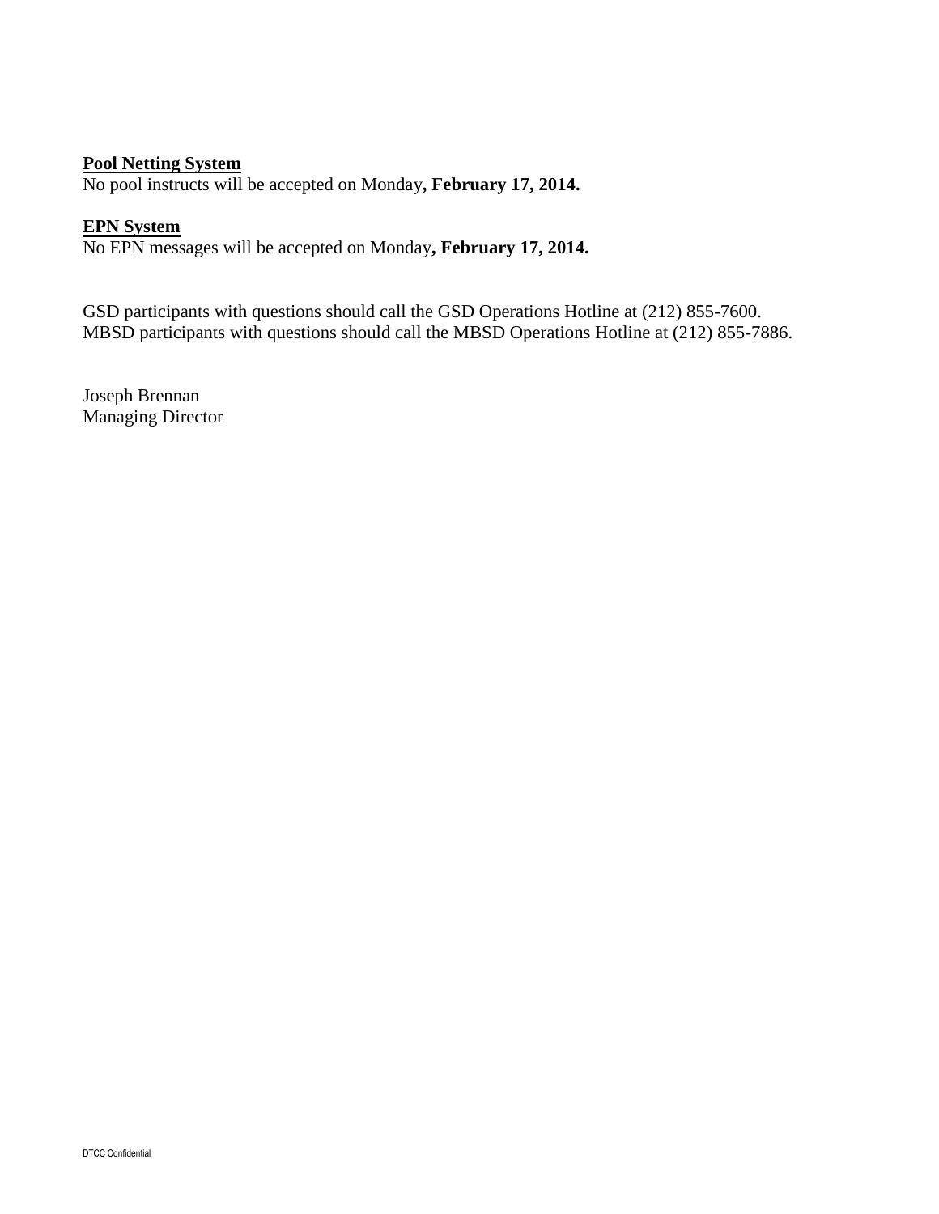**Pool Netting System**

No pool instructs will be accepted on Monday**, February 17, 2014.**

**EPN System**

No EPN messages will be accepted on Monday**, February 17, 2014.**

GSD participants with questions should call the GSD Operations Hotline at (212) 855-7600.
MBSD participants with questions should call the MBSD Operations Hotline at (212) 855-7886.

Joseph Brennan
Managing Director

DTCC Confidential